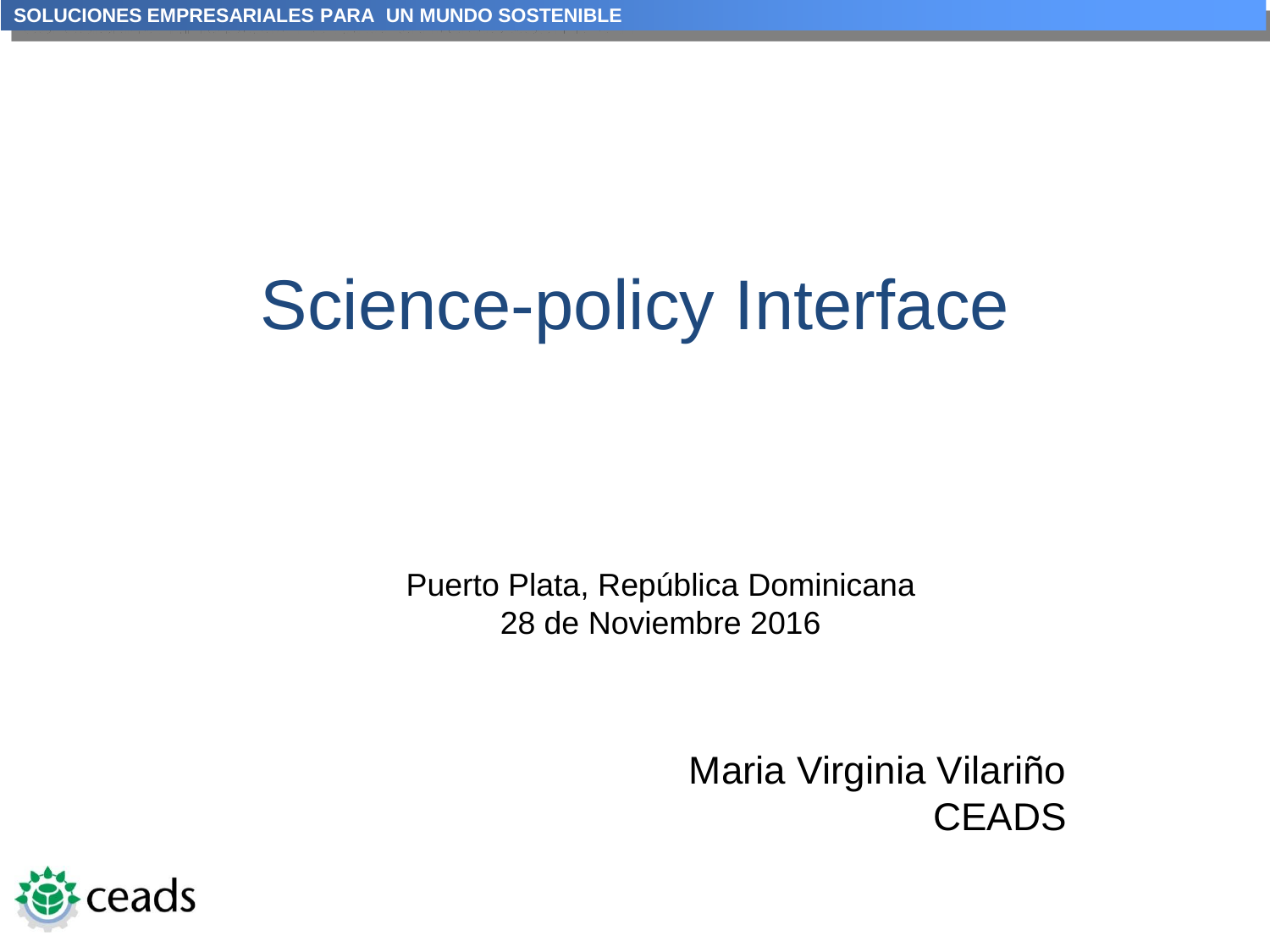# Science-policy Interface

Puerto Plata, República Dominicana
28 de Noviembre 2016

Maria Virginia Vilariño
CEADS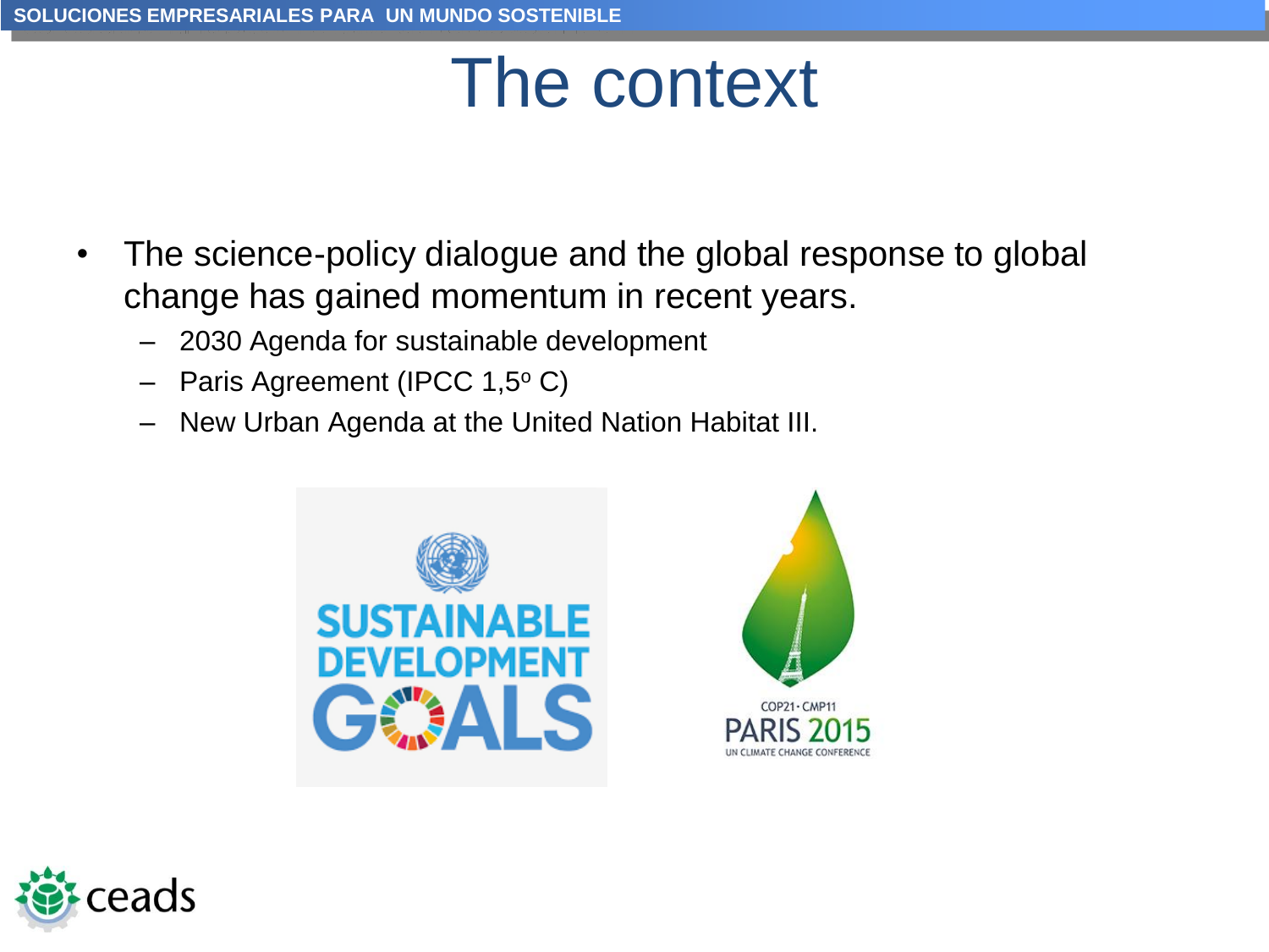# The context

- The science-policy dialogue and the global response to global change has gained momentum in recent years.
  - 2030 Agenda for sustainable development
  - Paris Agreement (IPCC 1,5º C)
  - New Urban Agenda at the United Nation Habitat III.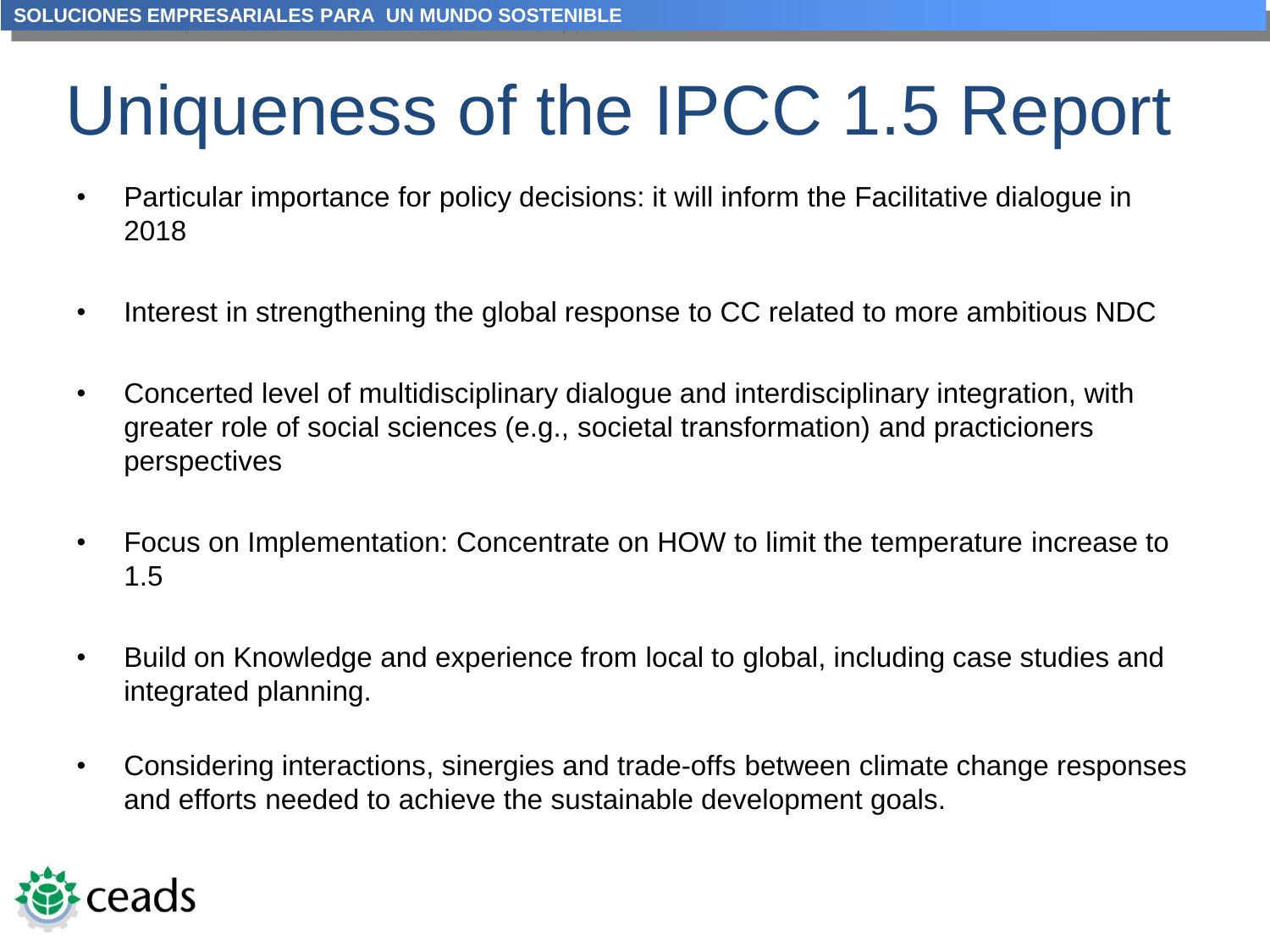# Uniqueness of the IPCC 1.5 Report

- Particular importance for policy decisions: it will inform the Facilitative dialogue in 2018
- Interest in strengthening the global response to CC related to more ambitious NDC
- Concerted level of multidisciplinary dialogue and interdisciplinary integration, with greater role of social sciences (e.g., societal transformation) and practicioners perspectives
- Focus on Implementation: Concentrate on HOW to limit the temperature increase to 1.5
- Build on Knowledge and experience from local to global, including case studies and integrated planning.
- Considering interactions, sinergies and trade-offs between climate change responses and efforts needed to achieve the sustainable development goals.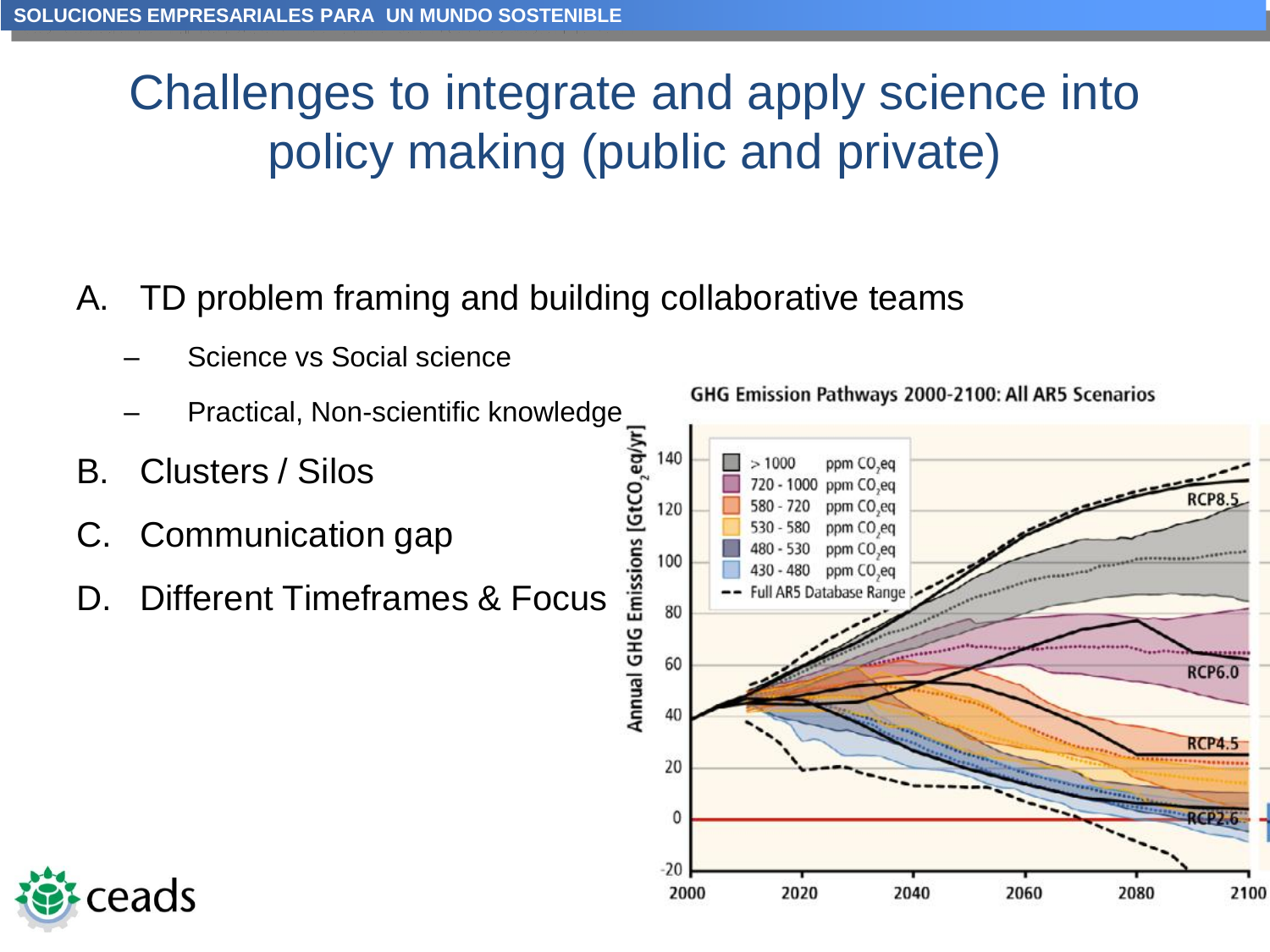# Challenges to integrate and apply science into policy making (public and private)

A. TD problem framing and building collaborative teams
   - Science vs Social science
   - Practical, Non-scientific knowledge

B. Clusters / Silos

C. Communication gap

D. Different Timeframes & Focus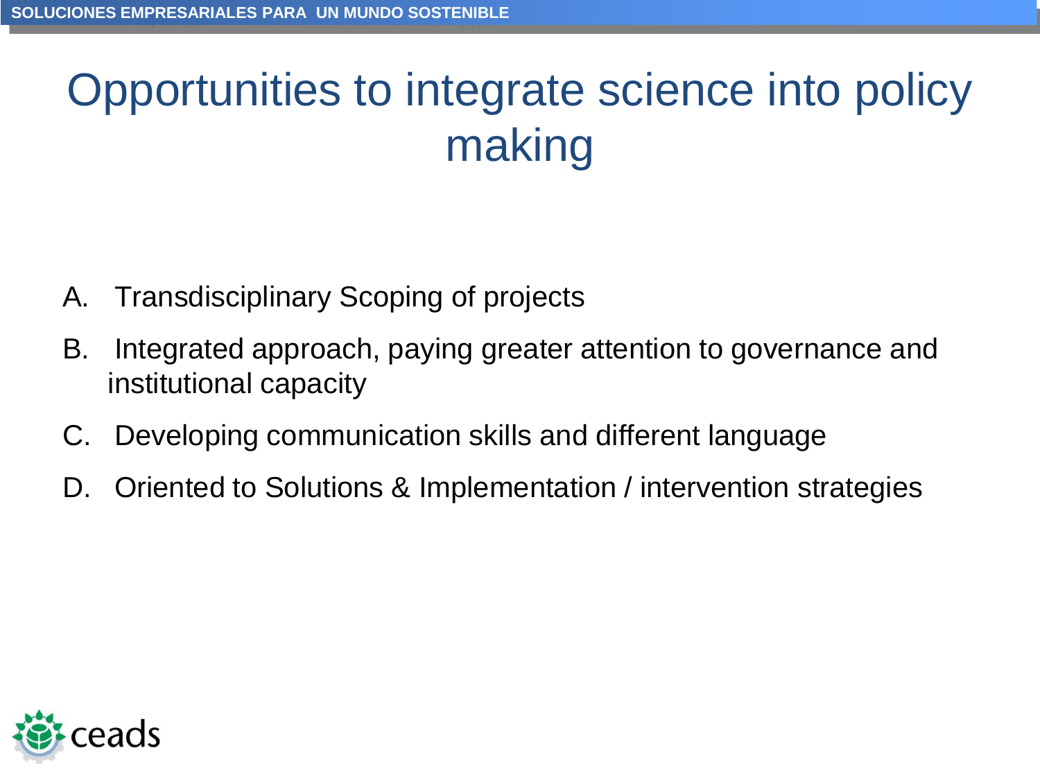# Opportunities to integrate science into policy making

A. Transdisciplinary Scoping of projects

B. Integrated approach, paying greater attention to governance and institutional capacity

C. Developing communication skills and different language

D. Oriented to Solutions & Implementation / intervention strategies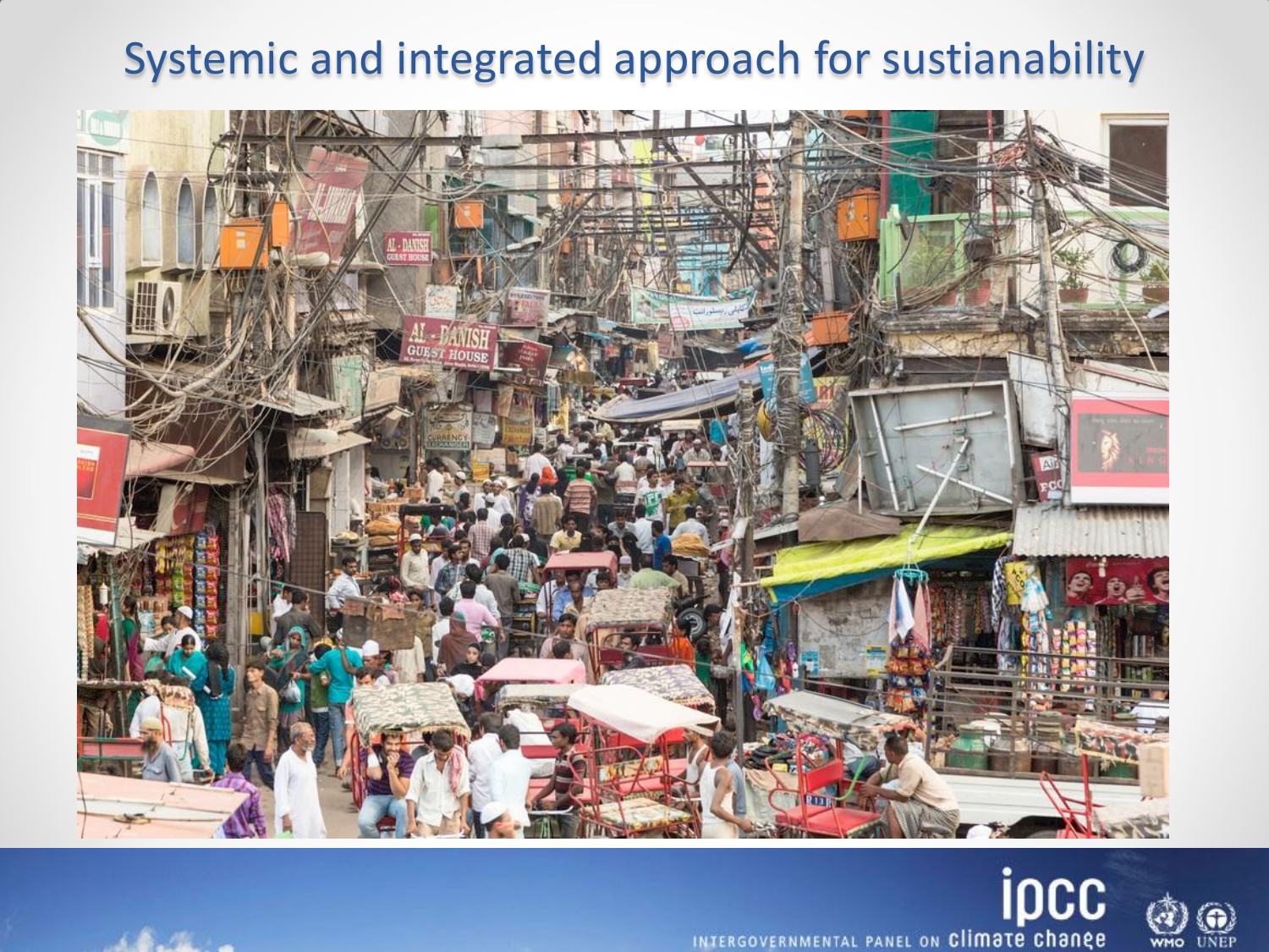# Systemic and integrated approach for sustianability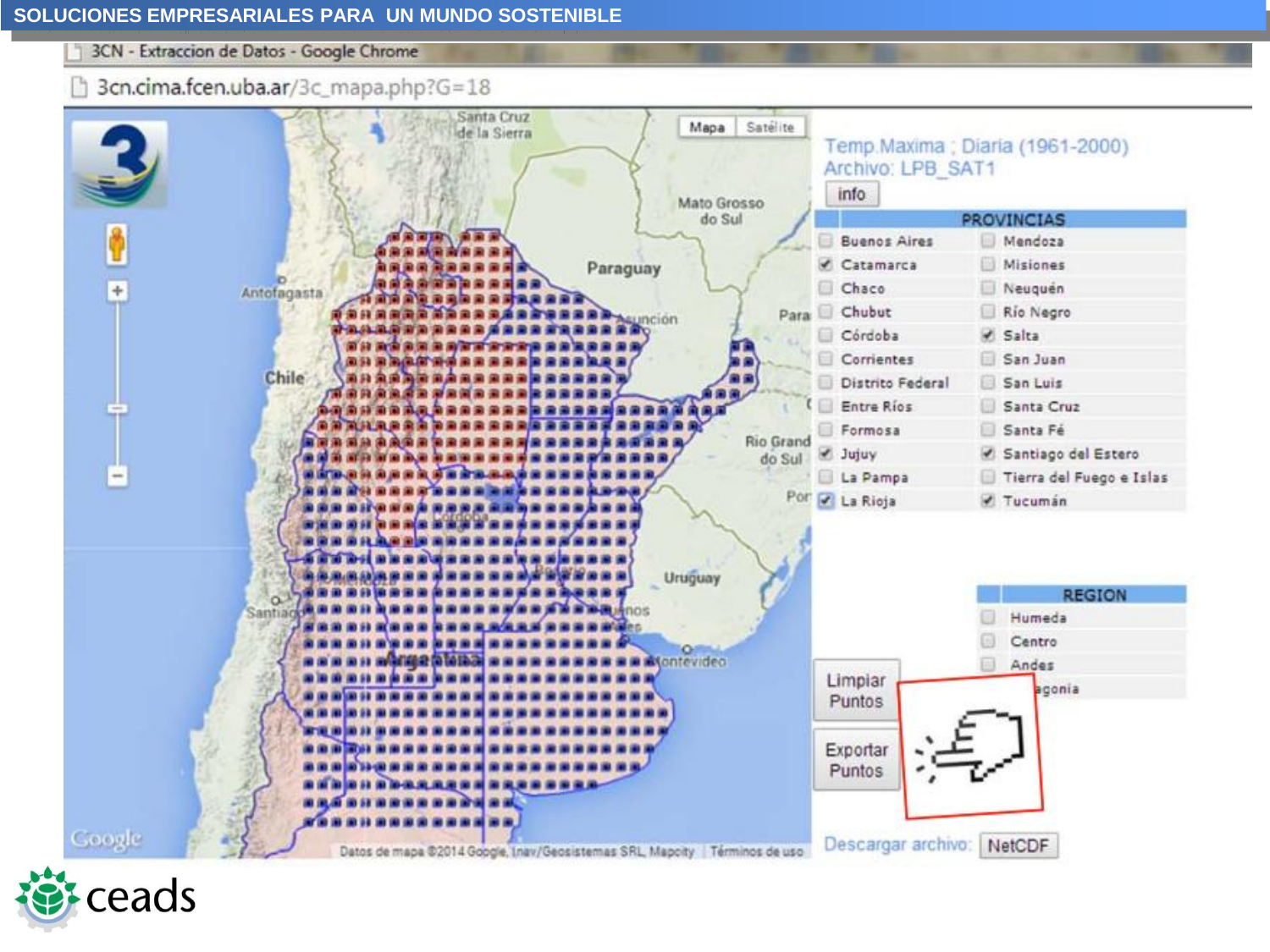## SOLUCIONES EMPRESARIALES PARA UN MUNDO SOSTENIBLE

3CN - Extraccion de Datos - Google Chrome

3cn.cima.fcen.uba.ar/3c_mapa.php?G=18

Temp.Maxima ; Diaria (1961-2000)
Archivo: LPB_SAT1

info

| PROVINCIAS | |
|---|---|
| Buenos Aires | Mendoza |
| ✔ Catamarca | Misiones |
| Chaco | Neuquén |
| Chubut | Río Negro |
| Córdoba | ✔ Salta |
| Corrientes | San Juan |
| Distrito Federal | San Luis |
| Entre Ríos | Santa Cruz |
| Formosa | Santa Fé |
| ✔ Jujuy | ✔ Santiago del Estero |
| La Pampa | Tierra del Fuego e Islas |
| ✔ La Rioja | ✔ Tucumán |

| REGION |
|---|
| Humeda |
| Centro |
| Andes |
| Patagonia |

Limpiar Puntos

Exportar Puntos

Descargar archivo: NetCDF

ceads